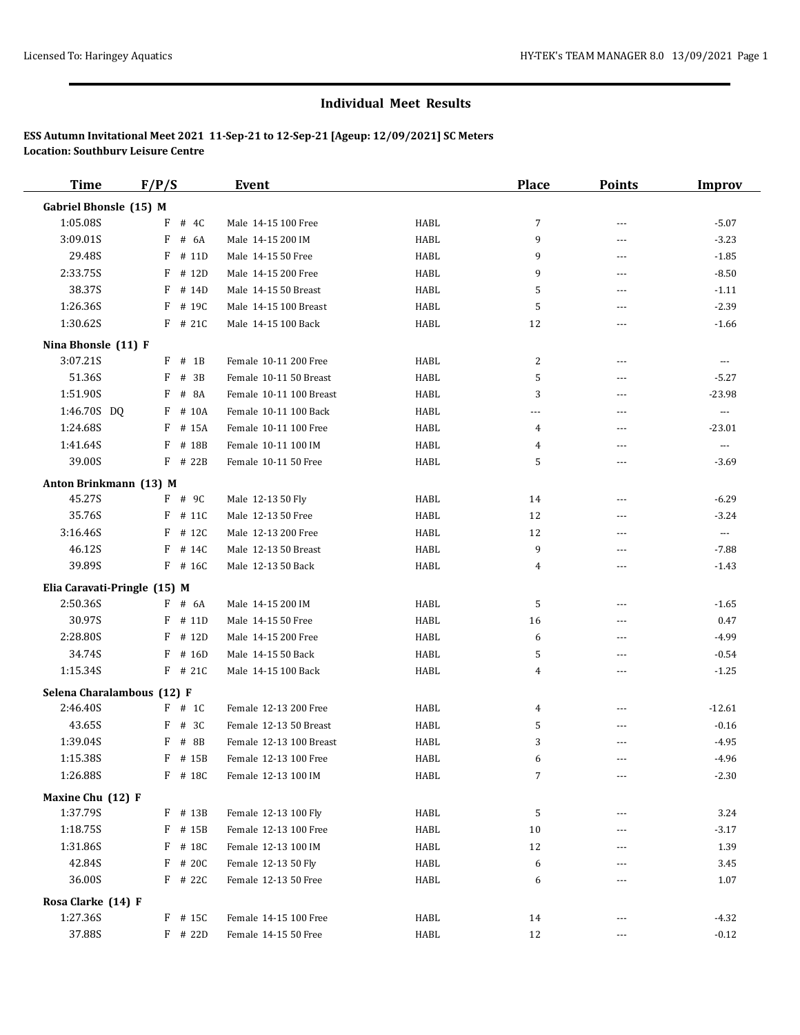## Individual Meet Results

**ESS Autumn Invitational Meet 2021 11-Sep-21 to 12-Sep-21 [Ageup: 12/09/2021] SC Meters**
**Location: Southbury Leisure Centre**

| Time | F/P/S | Event | | Place | Points | Improv |
|---|---|---|---|---|---|---|
| **Gabriel Bhonsle (15) M** | | | | | | |
| 1:05.08S | F # 4C | Male 14-15 100 Free | HABL | 7 | --- | -5.07 |
| 3:09.01S | F # 6A | Male 14-15 200 IM | HABL | 9 | --- | -3.23 |
| 29.48S | F # 11D | Male 14-15 50 Free | HABL | 9 | --- | -1.85 |
| 2:33.75S | F # 12D | Male 14-15 200 Free | HABL | 9 | --- | -8.50 |
| 38.37S | F # 14D | Male 14-15 50 Breast | HABL | 5 | --- | -1.11 |
| 1:26.36S | F # 19C | Male 14-15 100 Breast | HABL | 5 | --- | -2.39 |
| 1:30.62S | F # 21C | Male 14-15 100 Back | HABL | 12 | --- | -1.66 |
| **Nina Bhonsle (11) F** | | | | | | |
| 3:07.21S | F # 1B | Female 10-11 200 Free | HABL | 2 | --- | --- |
| 51.36S | F # 3B | Female 10-11 50 Breast | HABL | 5 | --- | -5.27 |
| 1:51.90S | F # 8A | Female 10-11 100 Breast | HABL | 3 | --- | -23.98 |
| 1:46.70S DQ | F # 10A | Female 10-11 100 Back | HABL | --- | --- | --- |
| 1:24.68S | F # 15A | Female 10-11 100 Free | HABL | 4 | --- | -23.01 |
| 1:41.64S | F # 18B | Female 10-11 100 IM | HABL | 4 | --- | --- |
| 39.00S | F # 22B | Female 10-11 50 Free | HABL | 5 | --- | -3.69 |
| **Anton Brinkmann (13) M** | | | | | | |
| 45.27S | F # 9C | Male 12-13 50 Fly | HABL | 14 | --- | -6.29 |
| 35.76S | F # 11C | Male 12-13 50 Free | HABL | 12 | --- | -3.24 |
| 3:16.46S | F # 12C | Male 12-13 200 Free | HABL | 12 | --- | --- |
| 46.12S | F # 14C | Male 12-13 50 Breast | HABL | 9 | --- | -7.88 |
| 39.89S | F # 16C | Male 12-13 50 Back | HABL | 4 | --- | -1.43 |
| **Elia Caravati-Pringle (15) M** | | | | | | |
| 2:50.36S | F # 6A | Male 14-15 200 IM | HABL | 5 | --- | -1.65 |
| 30.97S | F # 11D | Male 14-15 50 Free | HABL | 16 | --- | 0.47 |
| 2:28.80S | F # 12D | Male 14-15 200 Free | HABL | 6 | --- | -4.99 |
| 34.74S | F # 16D | Male 14-15 50 Back | HABL | 5 | --- | -0.54 |
| 1:15.34S | F # 21C | Male 14-15 100 Back | HABL | 4 | --- | -1.25 |
| **Selena Charalambous (12) F** | | | | | | |
| 2:46.40S | F # 1C | Female 12-13 200 Free | HABL | 4 | --- | -12.61 |
| 43.65S | F # 3C | Female 12-13 50 Breast | HABL | 5 | --- | -0.16 |
| 1:39.04S | F # 8B | Female 12-13 100 Breast | HABL | 3 | --- | -4.95 |
| 1:15.38S | F # 15B | Female 12-13 100 Free | HABL | 6 | --- | -4.96 |
| 1:26.88S | F # 18C | Female 12-13 100 IM | HABL | 7 | --- | -2.30 |
| **Maxine Chu (12) F** | | | | | | |
| 1:37.79S | F # 13B | Female 12-13 100 Fly | HABL | 5 | --- | 3.24 |
| 1:18.75S | F # 15B | Female 12-13 100 Free | HABL | 10 | --- | -3.17 |
| 1:31.86S | F # 18C | Female 12-13 100 IM | HABL | 12 | --- | 1.39 |
| 42.84S | F # 20C | Female 12-13 50 Fly | HABL | 6 | --- | 3.45 |
| 36.00S | F # 22C | Female 12-13 50 Free | HABL | 6 | --- | 1.07 |
| **Rosa Clarke (14) F** | | | | | | |
| 1:27.36S | F # 15C | Female 14-15 100 Free | HABL | 14 | --- | -4.32 |
| 37.88S | F # 22D | Female 14-15 50 Free | HABL | 12 | --- | -0.12 |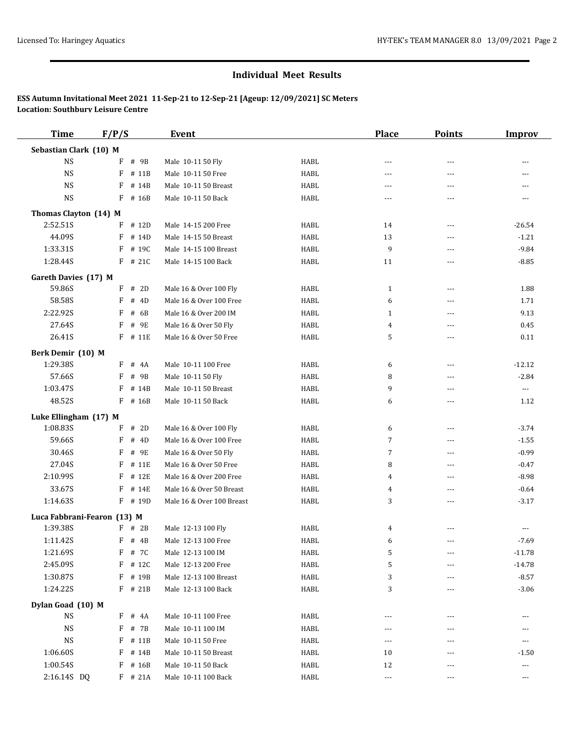## Individual Meet Results

**ESS Autumn Invitational Meet 2021 11-Sep-21 to 12-Sep-21 [Ageup: 12/09/2021] SC Meters**
**Location: Southbury Leisure Centre**

| Time | F/P/S | | Event | | Place | Points | Improv |
|---|---|---|---|---|---|---|---|
| **Sebastian Clark (10) M** | | | | | | | |
| NS | F | # 9B | Male 10-11 50 Fly | HABL | --- | --- | --- |
| NS | F | # 11B | Male 10-11 50 Free | HABL | --- | --- | --- |
| NS | F | # 14B | Male 10-11 50 Breast | HABL | --- | --- | --- |
| NS | F | # 16B | Male 10-11 50 Back | HABL | --- | --- | --- |
| **Thomas Clayton (14) M** | | | | | | | |
| 2:52.51S | F | # 12D | Male 14-15 200 Free | HABL | 14 | --- | -26.54 |
| 44.09S | F | # 14D | Male 14-15 50 Breast | HABL | 13 | --- | -1.21 |
| 1:33.31S | F | # 19C | Male 14-15 100 Breast | HABL | 9 | --- | -9.84 |
| 1:28.44S | F | # 21C | Male 14-15 100 Back | HABL | 11 | --- | -8.85 |
| **Gareth Davies (17) M** | | | | | | | |
| 59.86S | F | # 2D | Male 16 & Over 100 Fly | HABL | 1 | --- | 1.88 |
| 58.58S | F | # 4D | Male 16 & Over 100 Free | HABL | 6 | --- | 1.71 |
| 2:22.92S | F | # 6B | Male 16 & Over 200 IM | HABL | 1 | --- | 9.13 |
| 27.64S | F | # 9E | Male 16 & Over 50 Fly | HABL | 4 | --- | 0.45 |
| 26.41S | F | # 11E | Male 16 & Over 50 Free | HABL | 5 | --- | 0.11 |
| **Berk Demir (10) M** | | | | | | | |
| 1:29.38S | F | # 4A | Male 10-11 100 Free | HABL | 6 | --- | -12.12 |
| 57.66S | F | # 9B | Male 10-11 50 Fly | HABL | 8 | --- | -2.84 |
| 1:03.47S | F | # 14B | Male 10-11 50 Breast | HABL | 9 | --- | --- |
| 48.52S | F | # 16B | Male 10-11 50 Back | HABL | 6 | --- | 1.12 |
| **Luke Ellingham (17) M** | | | | | | | |
| 1:08.83S | F | # 2D | Male 16 & Over 100 Fly | HABL | 6 | --- | -3.74 |
| 59.66S | F | # 4D | Male 16 & Over 100 Free | HABL | 7 | --- | -1.55 |
| 30.46S | F | # 9E | Male 16 & Over 50 Fly | HABL | 7 | --- | -0.99 |
| 27.04S | F | # 11E | Male 16 & Over 50 Free | HABL | 8 | --- | -0.47 |
| 2:10.99S | F | # 12E | Male 16 & Over 200 Free | HABL | 4 | --- | -8.98 |
| 33.67S | F | # 14E | Male 16 & Over 50 Breast | HABL | 4 | --- | -0.64 |
| 1:14.63S | F | # 19D | Male 16 & Over 100 Breast | HABL | 3 | --- | -3.17 |
| **Luca Fabbrani-Fearon (13) M** | | | | | | | |
| 1:39.38S | F | # 2B | Male 12-13 100 Fly | HABL | 4 | --- | --- |
| 1:11.42S | F | # 4B | Male 12-13 100 Free | HABL | 6 | --- | -7.69 |
| 1:21.69S | F | # 7C | Male 12-13 100 IM | HABL | 5 | --- | -11.78 |
| 2:45.09S | F | # 12C | Male 12-13 200 Free | HABL | 5 | --- | -14.78 |
| 1:30.87S | F | # 19B | Male 12-13 100 Breast | HABL | 3 | --- | -8.57 |
| 1:24.22S | F | # 21B | Male 12-13 100 Back | HABL | 3 | --- | -3.06 |
| **Dylan Goad (10) M** | | | | | | | |
| NS | F | # 4A | Male 10-11 100 Free | HABL | --- | --- | --- |
| NS | F | # 7B | Male 10-11 100 IM | HABL | --- | --- | --- |
| NS | F | # 11B | Male 10-11 50 Free | HABL | --- | --- | --- |
| 1:06.60S | F | # 14B | Male 10-11 50 Breast | HABL | 10 | --- | -1.50 |
| 1:00.54S | F | # 16B | Male 10-11 50 Back | HABL | 12 | --- | --- |
| 2:16.14S DQ | F | # 21A | Male 10-11 100 Back | HABL | --- | --- | --- |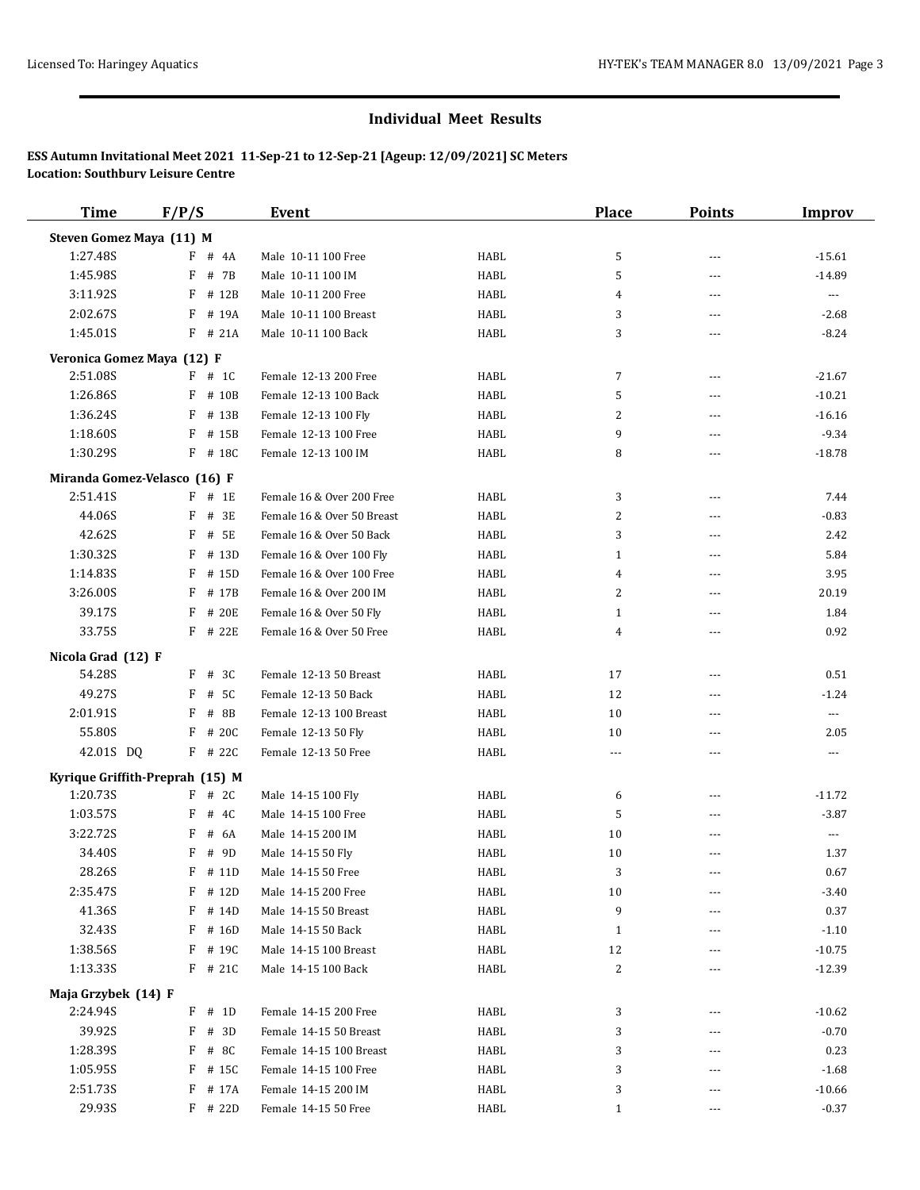## Individual Meet Results

**ESS Autumn Invitational Meet 2021 11-Sep-21 to 12-Sep-21 [Ageup: 12/09/2021] SC Meters**
**Location: Southbury Leisure Centre**

| Time | F/P/S | Event | | Place | Points | Improv |
|---|---|---|---|---|---|---|
| **Steven Gomez Maya (11) M** | | | | | | |
| 1:27.48S | F # 4A | Male 10-11 100 Free | HABL | 5 | --- | -15.61 |
| 1:45.98S | F # 7B | Male 10-11 100 IM | HABL | 5 | --- | -14.89 |
| 3:11.92S | F # 12B | Male 10-11 200 Free | HABL | 4 | --- | --- |
| 2:02.67S | F # 19A | Male 10-11 100 Breast | HABL | 3 | --- | -2.68 |
| 1:45.01S | F # 21A | Male 10-11 100 Back | HABL | 3 | --- | -8.24 |
| **Veronica Gomez Maya (12) F** | | | | | | |
| 2:51.08S | F # 1C | Female 12-13 200 Free | HABL | 7 | --- | -21.67 |
| 1:26.86S | F # 10B | Female 12-13 100 Back | HABL | 5 | --- | -10.21 |
| 1:36.24S | F # 13B | Female 12-13 100 Fly | HABL | 2 | --- | -16.16 |
| 1:18.60S | F # 15B | Female 12-13 100 Free | HABL | 9 | --- | -9.34 |
| 1:30.29S | F # 18C | Female 12-13 100 IM | HABL | 8 | --- | -18.78 |
| **Miranda Gomez-Velasco (16) F** | | | | | | |
| 2:51.41S | F # 1E | Female 16 & Over 200 Free | HABL | 3 | --- | 7.44 |
| 44.06S | F # 3E | Female 16 & Over 50 Breast | HABL | 2 | --- | -0.83 |
| 42.62S | F # 5E | Female 16 & Over 50 Back | HABL | 3 | --- | 2.42 |
| 1:30.32S | F # 13D | Female 16 & Over 100 Fly | HABL | 1 | --- | 5.84 |
| 1:14.83S | F # 15D | Female 16 & Over 100 Free | HABL | 4 | --- | 3.95 |
| 3:26.00S | F # 17B | Female 16 & Over 200 IM | HABL | 2 | --- | 20.19 |
| 39.17S | F # 20E | Female 16 & Over 50 Fly | HABL | 1 | --- | 1.84 |
| 33.75S | F # 22E | Female 16 & Over 50 Free | HABL | 4 | --- | 0.92 |
| **Nicola Grad (12) F** | | | | | | |
| 54.28S | F # 3C | Female 12-13 50 Breast | HABL | 17 | --- | 0.51 |
| 49.27S | F # 5C | Female 12-13 50 Back | HABL | 12 | --- | -1.24 |
| 2:01.91S | F # 8B | Female 12-13 100 Breast | HABL | 10 | --- | --- |
| 55.80S | F # 20C | Female 12-13 50 Fly | HABL | 10 | --- | 2.05 |
| 42.01S DQ | F # 22C | Female 12-13 50 Free | HABL | --- | --- | --- |
| **Kyrique Griffith-Preprah (15) M** | | | | | | |
| 1:20.73S | F # 2C | Male 14-15 100 Fly | HABL | 6 | --- | -11.72 |
| 1:03.57S | F # 4C | Male 14-15 100 Free | HABL | 5 | --- | -3.87 |
| 3:22.72S | F # 6A | Male 14-15 200 IM | HABL | 10 | --- | --- |
| 34.40S | F # 9D | Male 14-15 50 Fly | HABL | 10 | --- | 1.37 |
| 28.26S | F # 11D | Male 14-15 50 Free | HABL | 3 | --- | 0.67 |
| 2:35.47S | F # 12D | Male 14-15 200 Free | HABL | 10 | --- | -3.40 |
| 41.36S | F # 14D | Male 14-15 50 Breast | HABL | 9 | --- | 0.37 |
| 32.43S | F # 16D | Male 14-15 50 Back | HABL | 1 | --- | -1.10 |
| 1:38.56S | F # 19C | Male 14-15 100 Breast | HABL | 12 | --- | -10.75 |
| 1:13.33S | F # 21C | Male 14-15 100 Back | HABL | 2 | --- | -12.39 |
| **Maja Grzybek (14) F** | | | | | | |
| 2:24.94S | F # 1D | Female 14-15 200 Free | HABL | 3 | --- | -10.62 |
| 39.92S | F # 3D | Female 14-15 50 Breast | HABL | 3 | --- | -0.70 |
| 1:28.39S | F # 8C | Female 14-15 100 Breast | HABL | 3 | --- | 0.23 |
| 1:05.95S | F # 15C | Female 14-15 100 Free | HABL | 3 | --- | -1.68 |
| 2:51.73S | F # 17A | Female 14-15 200 IM | HABL | 3 | --- | -10.66 |
| 29.93S | F # 22D | Female 14-15 50 Free | HABL | 1 | --- | -0.37 |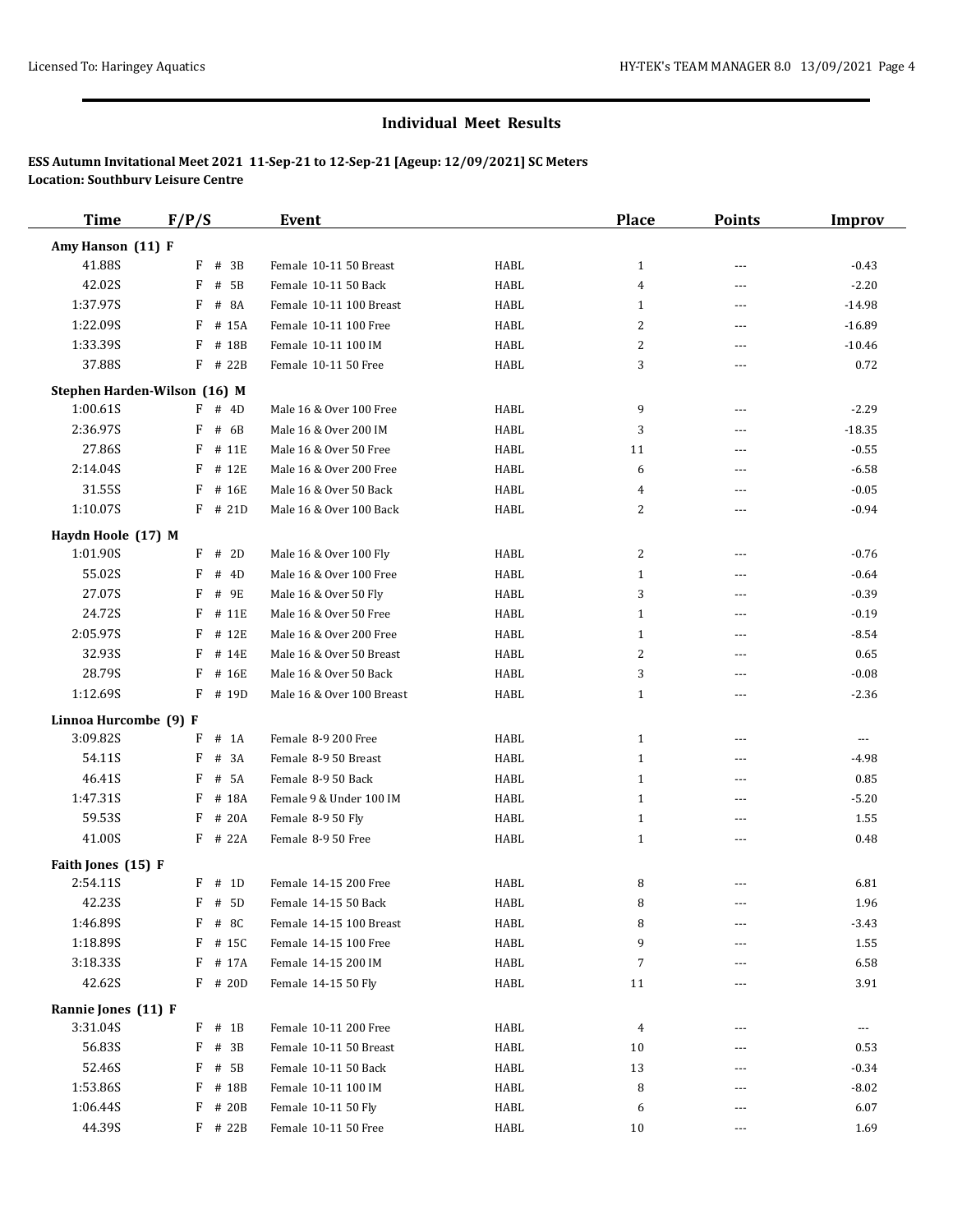## Individual Meet Results

**ESS Autumn Invitational Meet 2021 11-Sep-21 to 12-Sep-21 [Ageup: 12/09/2021] SC Meters**
**Location: Southbury Leisure Centre**

| Time | F/P/S | Event | | Place | Points | Improv |
|---|---|---|---|---|---|---|
| **Amy Hanson (11) F** | | | | | | |
| 41.88S | F # 3B | Female 10-11 50 Breast | HABL | 1 | --- | -0.43 |
| 42.02S | F # 5B | Female 10-11 50 Back | HABL | 4 | --- | -2.20 |
| 1:37.97S | F # 8A | Female 10-11 100 Breast | HABL | 1 | --- | -14.98 |
| 1:22.09S | F # 15A | Female 10-11 100 Free | HABL | 2 | --- | -16.89 |
| 1:33.39S | F # 18B | Female 10-11 100 IM | HABL | 2 | --- | -10.46 |
| 37.88S | F # 22B | Female 10-11 50 Free | HABL | 3 | --- | 0.72 |
| **Stephen Harden-Wilson (16) M** | | | | | | |
| 1:00.61S | F # 4D | Male 16 & Over 100 Free | HABL | 9 | --- | -2.29 |
| 2:36.97S | F # 6B | Male 16 & Over 200 IM | HABL | 3 | --- | -18.35 |
| 27.86S | F # 11E | Male 16 & Over 50 Free | HABL | 11 | --- | -0.55 |
| 2:14.04S | F # 12E | Male 16 & Over 200 Free | HABL | 6 | --- | -6.58 |
| 31.55S | F # 16E | Male 16 & Over 50 Back | HABL | 4 | --- | -0.05 |
| 1:10.07S | F # 21D | Male 16 & Over 100 Back | HABL | 2 | --- | -0.94 |
| **Haydn Hoole (17) M** | | | | | | |
| 1:01.90S | F # 2D | Male 16 & Over 100 Fly | HABL | 2 | --- | -0.76 |
| 55.02S | F # 4D | Male 16 & Over 100 Free | HABL | 1 | --- | -0.64 |
| 27.07S | F # 9E | Male 16 & Over 50 Fly | HABL | 3 | --- | -0.39 |
| 24.72S | F # 11E | Male 16 & Over 50 Free | HABL | 1 | --- | -0.19 |
| 2:05.97S | F # 12E | Male 16 & Over 200 Free | HABL | 1 | --- | -8.54 |
| 32.93S | F # 14E | Male 16 & Over 50 Breast | HABL | 2 | --- | 0.65 |
| 28.79S | F # 16E | Male 16 & Over 50 Back | HABL | 3 | --- | -0.08 |
| 1:12.69S | F # 19D | Male 16 & Over 100 Breast | HABL | 1 | --- | -2.36 |
| **Linnoa Hurcombe (9) F** | | | | | | |
| 3:09.82S | F # 1A | Female 8-9 200 Free | HABL | 1 | --- | --- |
| 54.11S | F # 3A | Female 8-9 50 Breast | HABL | 1 | --- | -4.98 |
| 46.41S | F # 5A | Female 8-9 50 Back | HABL | 1 | --- | 0.85 |
| 1:47.31S | F # 18A | Female 9 & Under 100 IM | HABL | 1 | --- | -5.20 |
| 59.53S | F # 20A | Female 8-9 50 Fly | HABL | 1 | --- | 1.55 |
| 41.00S | F # 22A | Female 8-9 50 Free | HABL | 1 | --- | 0.48 |
| **Faith Jones (15) F** | | | | | | |
| 2:54.11S | F # 1D | Female 14-15 200 Free | HABL | 8 | --- | 6.81 |
| 42.23S | F # 5D | Female 14-15 50 Back | HABL | 8 | --- | 1.96 |
| 1:46.89S | F # 8C | Female 14-15 100 Breast | HABL | 8 | --- | -3.43 |
| 1:18.89S | F # 15C | Female 14-15 100 Free | HABL | 9 | --- | 1.55 |
| 3:18.33S | F # 17A | Female 14-15 200 IM | HABL | 7 | --- | 6.58 |
| 42.62S | F # 20D | Female 14-15 50 Fly | HABL | 11 | --- | 3.91 |
| **Rannie Jones (11) F** | | | | | | |
| 3:31.04S | F # 1B | Female 10-11 200 Free | HABL | 4 | --- | --- |
| 56.83S | F # 3B | Female 10-11 50 Breast | HABL | 10 | --- | 0.53 |
| 52.46S | F # 5B | Female 10-11 50 Back | HABL | 13 | --- | -0.34 |
| 1:53.86S | F # 18B | Female 10-11 100 IM | HABL | 8 | --- | -8.02 |
| 1:06.44S | F # 20B | Female 10-11 50 Fly | HABL | 6 | --- | 6.07 |
| 44.39S | F # 22B | Female 10-11 50 Free | HABL | 10 | --- | 1.69 |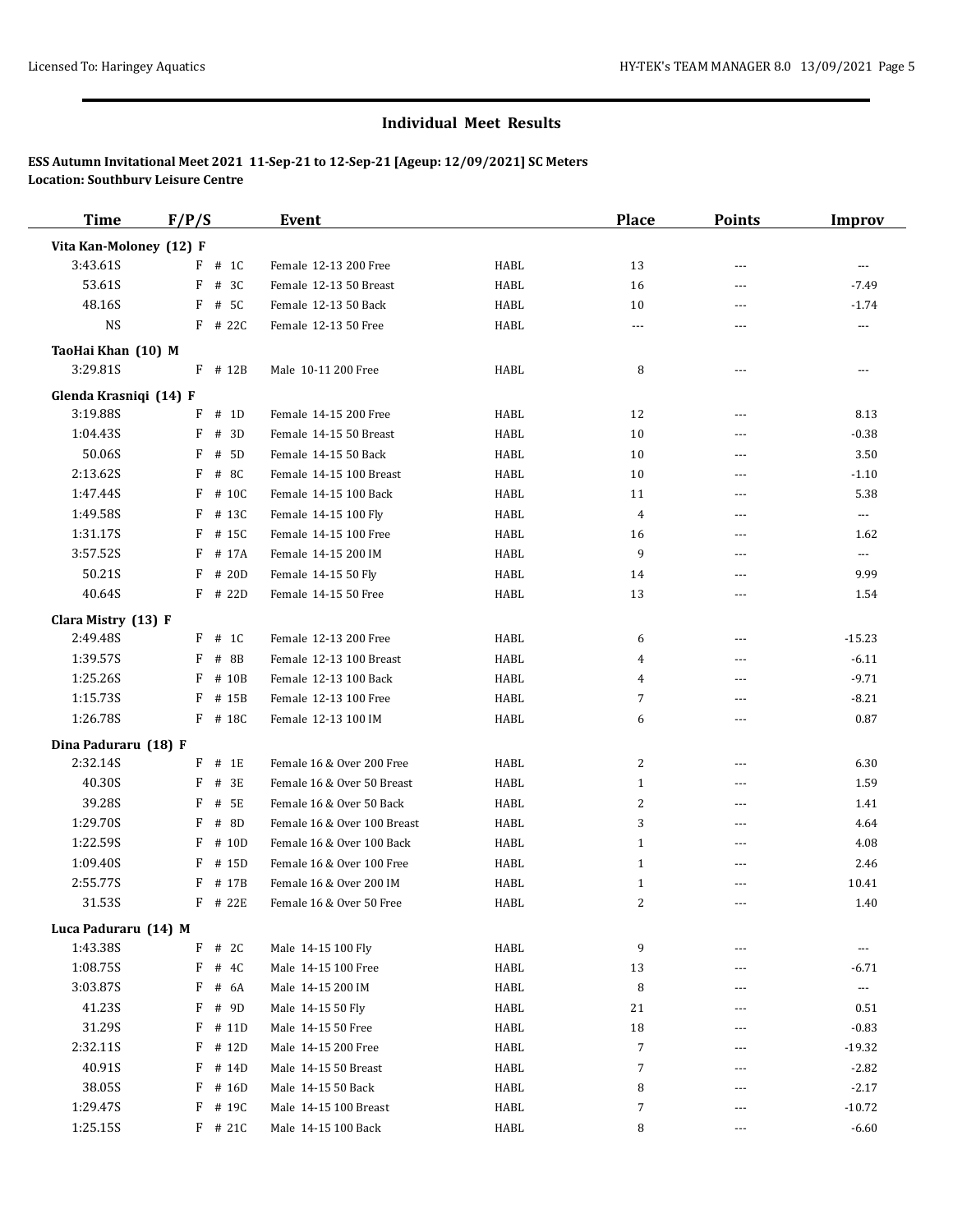## Individual Meet Results

**ESS Autumn Invitational Meet 2021 11-Sep-21 to 12-Sep-21 [Ageup: 12/09/2021] SC Meters**
**Location: Southbury Leisure Centre**

| Time | F/P/S | Event | | Place | Points | Improv |
|---|---|---|---|---|---|---|
| **Vita Kan-Moloney (12) F** | | | | | | |
| 3:43.61S | F # 1C | Female 12-13 200 Free | HABL | 13 | --- | --- |
| 53.61S | F # 3C | Female 12-13 50 Breast | HABL | 16 | --- | -7.49 |
| 48.16S | F # 5C | Female 12-13 50 Back | HABL | 10 | --- | -1.74 |
| NS | F # 22C | Female 12-13 50 Free | HABL | --- | --- | --- |
| **TaoHai Khan (10) M** | | | | | | |
| 3:29.81S | F # 12B | Male 10-11 200 Free | HABL | 8 | --- | --- |
| **Glenda Krasniqi (14) F** | | | | | | |
| 3:19.88S | F # 1D | Female 14-15 200 Free | HABL | 12 | --- | 8.13 |
| 1:04.43S | F # 3D | Female 14-15 50 Breast | HABL | 10 | --- | -0.38 |
| 50.06S | F # 5D | Female 14-15 50 Back | HABL | 10 | --- | 3.50 |
| 2:13.62S | F # 8C | Female 14-15 100 Breast | HABL | 10 | --- | -1.10 |
| 1:47.44S | F # 10C | Female 14-15 100 Back | HABL | 11 | --- | 5.38 |
| 1:49.58S | F # 13C | Female 14-15 100 Fly | HABL | 4 | --- | --- |
| 1:31.17S | F # 15C | Female 14-15 100 Free | HABL | 16 | --- | 1.62 |
| 3:57.52S | F # 17A | Female 14-15 200 IM | HABL | 9 | --- | --- |
| 50.21S | F # 20D | Female 14-15 50 Fly | HABL | 14 | --- | 9.99 |
| 40.64S | F # 22D | Female 14-15 50 Free | HABL | 13 | --- | 1.54 |
| **Clara Mistry (13) F** | | | | | | |
| 2:49.48S | F # 1C | Female 12-13 200 Free | HABL | 6 | --- | -15.23 |
| 1:39.57S | F # 8B | Female 12-13 100 Breast | HABL | 4 | --- | -6.11 |
| 1:25.26S | F # 10B | Female 12-13 100 Back | HABL | 4 | --- | -9.71 |
| 1:15.73S | F # 15B | Female 12-13 100 Free | HABL | 7 | --- | -8.21 |
| 1:26.78S | F # 18C | Female 12-13 100 IM | HABL | 6 | --- | 0.87 |
| **Dina Paduraru (18) F** | | | | | | |
| 2:32.14S | F # 1E | Female 16 & Over 200 Free | HABL | 2 | --- | 6.30 |
| 40.30S | F # 3E | Female 16 & Over 50 Breast | HABL | 1 | --- | 1.59 |
| 39.28S | F # 5E | Female 16 & Over 50 Back | HABL | 2 | --- | 1.41 |
| 1:29.70S | F # 8D | Female 16 & Over 100 Breast | HABL | 3 | --- | 4.64 |
| 1:22.59S | F # 10D | Female 16 & Over 100 Back | HABL | 1 | --- | 4.08 |
| 1:09.40S | F # 15D | Female 16 & Over 100 Free | HABL | 1 | --- | 2.46 |
| 2:55.77S | F # 17B | Female 16 & Over 200 IM | HABL | 1 | --- | 10.41 |
| 31.53S | F # 22E | Female 16 & Over 50 Free | HABL | 2 | --- | 1.40 |
| **Luca Paduraru (14) M** | | | | | | |
| 1:43.38S | F # 2C | Male 14-15 100 Fly | HABL | 9 | --- | --- |
| 1:08.75S | F # 4C | Male 14-15 100 Free | HABL | 13 | --- | -6.71 |
| 3:03.87S | F # 6A | Male 14-15 200 IM | HABL | 8 | --- | --- |
| 41.23S | F # 9D | Male 14-15 50 Fly | HABL | 21 | --- | 0.51 |
| 31.29S | F # 11D | Male 14-15 50 Free | HABL | 18 | --- | -0.83 |
| 2:32.11S | F # 12D | Male 14-15 200 Free | HABL | 7 | --- | -19.32 |
| 40.91S | F # 14D | Male 14-15 50 Breast | HABL | 7 | --- | -2.82 |
| 38.05S | F # 16D | Male 14-15 50 Back | HABL | 8 | --- | -2.17 |
| 1:29.47S | F # 19C | Male 14-15 100 Breast | HABL | 7 | --- | -10.72 |
| 1:25.15S | F # 21C | Male 14-15 100 Back | HABL | 8 | --- | -6.60 |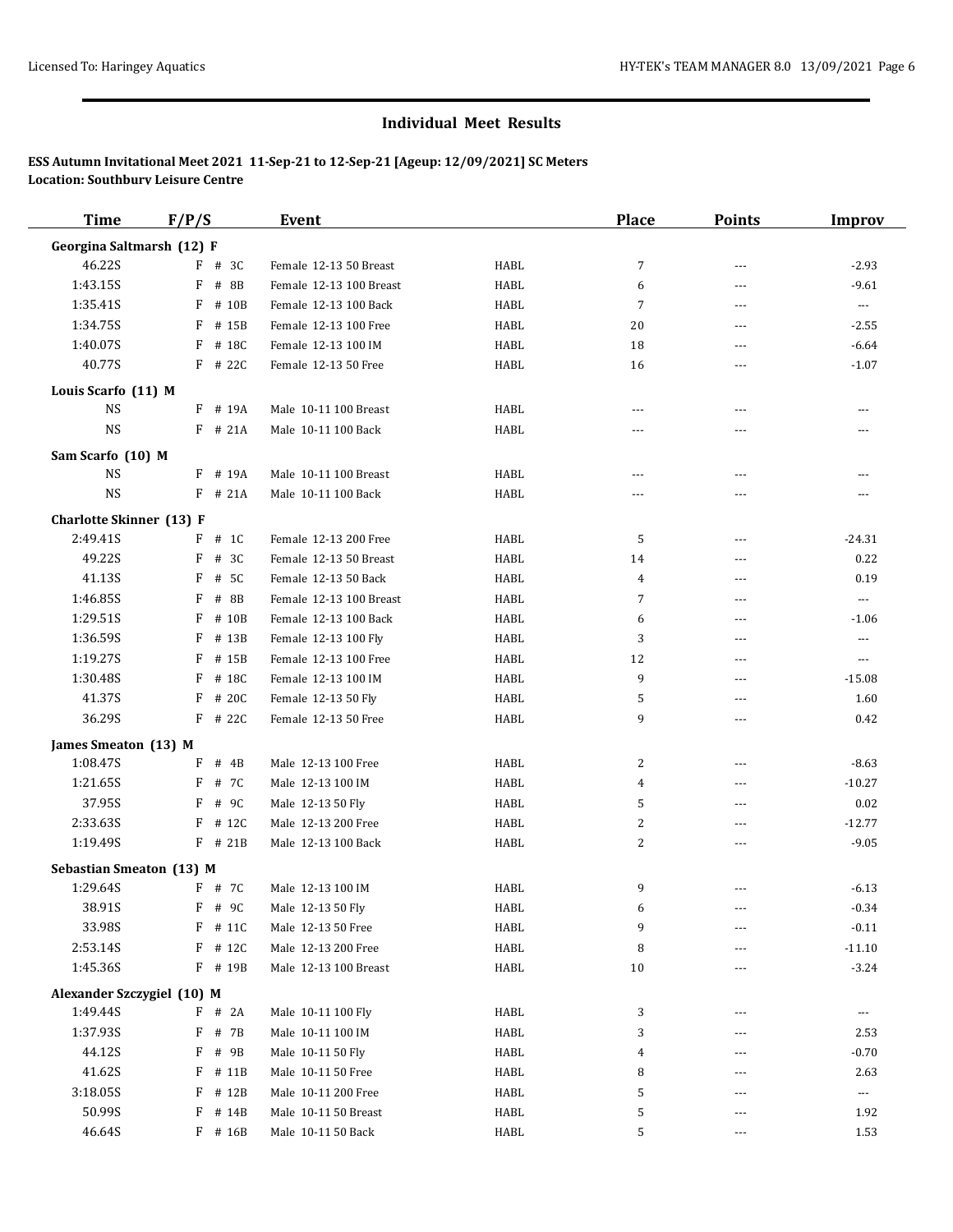## Individual Meet Results

**ESS Autumn Invitational Meet 2021 11-Sep-21 to 12-Sep-21 [Ageup: 12/09/2021] SC Meters**
**Location: Southbury Leisure Centre**

| Time | F/P/S | Event | | Place | Points | Improv |
|---|---|---|---|---|---|---|
| **Georgina Saltmarsh (12) F** | | | | | | |
| 46.22S | F # 3C | Female 12-13 50 Breast | HABL | 7 | --- | -2.93 |
| 1:43.15S | F # 8B | Female 12-13 100 Breast | HABL | 6 | --- | -9.61 |
| 1:35.41S | F # 10B | Female 12-13 100 Back | HABL | 7 | --- | --- |
| 1:34.75S | F # 15B | Female 12-13 100 Free | HABL | 20 | --- | -2.55 |
| 1:40.07S | F # 18C | Female 12-13 100 IM | HABL | 18 | --- | -6.64 |
| 40.77S | F # 22C | Female 12-13 50 Free | HABL | 16 | --- | -1.07 |
| **Louis Scarfo (11) M** | | | | | | |
| NS | F # 19A | Male 10-11 100 Breast | HABL | --- | --- | --- |
| NS | F # 21A | Male 10-11 100 Back | HABL | --- | --- | --- |
| **Sam Scarfo (10) M** | | | | | | |
| NS | F # 19A | Male 10-11 100 Breast | HABL | --- | --- | --- |
| NS | F # 21A | Male 10-11 100 Back | HABL | --- | --- | --- |
| **Charlotte Skinner (13) F** | | | | | | |
| 2:49.41S | F # 1C | Female 12-13 200 Free | HABL | 5 | --- | -24.31 |
| 49.22S | F # 3C | Female 12-13 50 Breast | HABL | 14 | --- | 0.22 |
| 41.13S | F # 5C | Female 12-13 50 Back | HABL | 4 | --- | 0.19 |
| 1:46.85S | F # 8B | Female 12-13 100 Breast | HABL | 7 | --- | --- |
| 1:29.51S | F # 10B | Female 12-13 100 Back | HABL | 6 | --- | -1.06 |
| 1:36.59S | F # 13B | Female 12-13 100 Fly | HABL | 3 | --- | --- |
| 1:19.27S | F # 15B | Female 12-13 100 Free | HABL | 12 | --- | --- |
| 1:30.48S | F # 18C | Female 12-13 100 IM | HABL | 9 | --- | -15.08 |
| 41.37S | F # 20C | Female 12-13 50 Fly | HABL | 5 | --- | 1.60 |
| 36.29S | F # 22C | Female 12-13 50 Free | HABL | 9 | --- | 0.42 |
| **James Smeaton (13) M** | | | | | | |
| 1:08.47S | F # 4B | Male 12-13 100 Free | HABL | 2 | --- | -8.63 |
| 1:21.65S | F # 7C | Male 12-13 100 IM | HABL | 4 | --- | -10.27 |
| 37.95S | F # 9C | Male 12-13 50 Fly | HABL | 5 | --- | 0.02 |
| 2:33.63S | F # 12C | Male 12-13 200 Free | HABL | 2 | --- | -12.77 |
| 1:19.49S | F # 21B | Male 12-13 100 Back | HABL | 2 | --- | -9.05 |
| **Sebastian Smeaton (13) M** | | | | | | |
| 1:29.64S | F # 7C | Male 12-13 100 IM | HABL | 9 | --- | -6.13 |
| 38.91S | F # 9C | Male 12-13 50 Fly | HABL | 6 | --- | -0.34 |
| 33.98S | F # 11C | Male 12-13 50 Free | HABL | 9 | --- | -0.11 |
| 2:53.14S | F # 12C | Male 12-13 200 Free | HABL | 8 | --- | -11.10 |
| 1:45.36S | F # 19B | Male 12-13 100 Breast | HABL | 10 | --- | -3.24 |
| **Alexander Szczygiel (10) M** | | | | | | |
| 1:49.44S | F # 2A | Male 10-11 100 Fly | HABL | 3 | --- | --- |
| 1:37.93S | F # 7B | Male 10-11 100 IM | HABL | 3 | --- | 2.53 |
| 44.12S | F # 9B | Male 10-11 50 Fly | HABL | 4 | --- | -0.70 |
| 41.62S | F # 11B | Male 10-11 50 Free | HABL | 8 | --- | 2.63 |
| 3:18.05S | F # 12B | Male 10-11 200 Free | HABL | 5 | --- | --- |
| 50.99S | F # 14B | Male 10-11 50 Breast | HABL | 5 | --- | 1.92 |
| 46.64S | F # 16B | Male 10-11 50 Back | HABL | 5 | --- | 1.53 |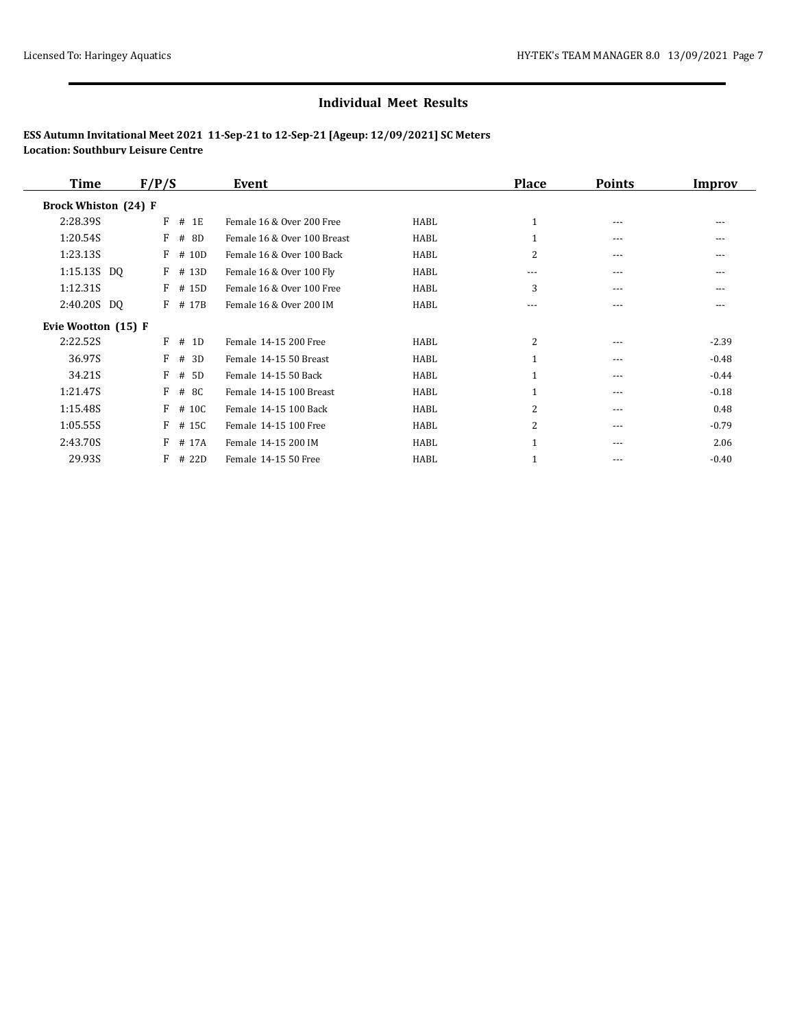## Individual Meet Results

**ESS Autumn Invitational Meet 2021 11-Sep-21 to 12-Sep-21 [Ageup: 12/09/2021] SC Meters**
**Location: Southbury Leisure Centre**

| Time | F/P/S | Event | | Place | Points | Improv |
|---|---|---|---|---|---|---|
| **Brock Whiston (24) F** | | | | | | |
| 2:28.39S | F # 1E | Female 16 & Over 200 Free | HABL | 1 | --- | --- |
| 1:20.54S | F # 8D | Female 16 & Over 100 Breast | HABL | 1 | --- | --- |
| 1:23.13S | F # 10D | Female 16 & Over 100 Back | HABL | 2 | --- | --- |
| 1:15.13S DQ | F # 13D | Female 16 & Over 100 Fly | HABL | --- | --- | --- |
| 1:12.31S | F # 15D | Female 16 & Over 100 Free | HABL | 3 | --- | --- |
| 2:40.20S DQ | F # 17B | Female 16 & Over 200 IM | HABL | --- | --- | --- |
| **Evie Wootton (15) F** | | | | | | |
| 2:22.52S | F # 1D | Female 14-15 200 Free | HABL | 2 | --- | -2.39 |
| 36.97S | F # 3D | Female 14-15 50 Breast | HABL | 1 | --- | -0.48 |
| 34.21S | F # 5D | Female 14-15 50 Back | HABL | 1 | --- | -0.44 |
| 1:21.47S | F # 8C | Female 14-15 100 Breast | HABL | 1 | --- | -0.18 |
| 1:15.48S | F # 10C | Female 14-15 100 Back | HABL | 2 | --- | 0.48 |
| 1:05.55S | F # 15C | Female 14-15 100 Free | HABL | 2 | --- | -0.79 |
| 2:43.70S | F # 17A | Female 14-15 200 IM | HABL | 1 | --- | 2.06 |
| 29.93S | F # 22D | Female 14-15 50 Free | HABL | 1 | --- | -0.40 |